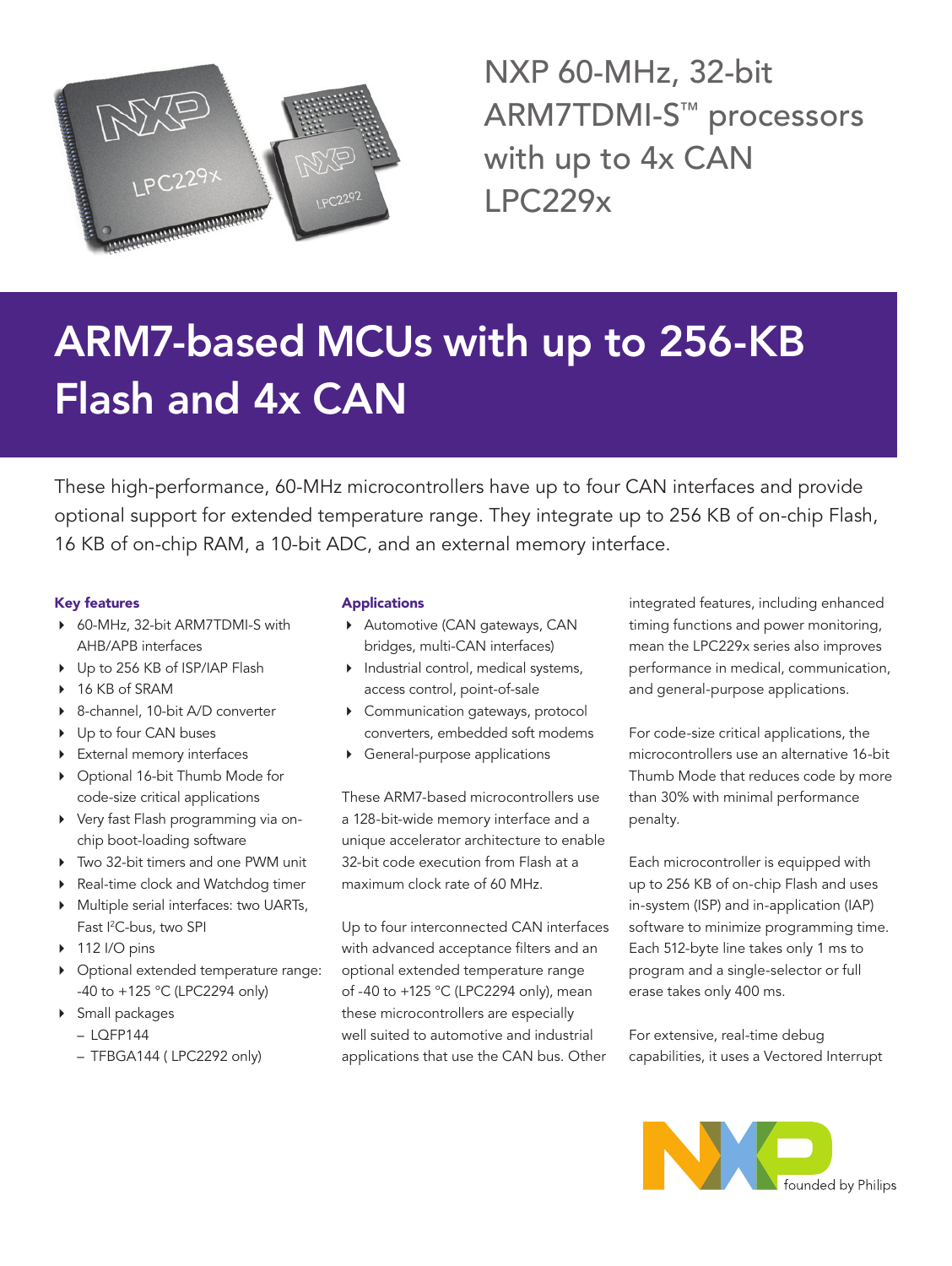# NXP 60-MHz, 32-bit ARM7TDMI-S™ processors with up to 4x CAN LPC229x

## ARM7-based MCUs with up to 256-KB Flash and 4x CAN

These high-performance, 60-MHz microcontrollers have up to four CAN interfaces and provide optional support for extended temperature range. They integrate up to 256 KB of on-chip Flash, 16 KB of on-chip RAM, a 10-bit ADC, and an external memory interface.

### Key features

- 60-MHz, 32-bit ARM7TDMI-S with AHB/APB interfaces
- Up to 256 KB of ISP/IAP Flash
- 16 KB of SRAM
- 8-channel, 10-bit A/D converter
- Up to four CAN buses
- External memory interfaces
- Optional 16-bit Thumb Mode for code-size critical applications
- Very fast Flash programming via on-chip boot-loading software
- Two 32-bit timers and one PWM unit
- Real-time clock and Watchdog timer
- Multiple serial interfaces: two UARTs, Fast I²C-bus, two SPI
- 112 I/O pins
- Optional extended temperature range: -40 to +125 °C (LPC2294 only)
- Small packages
  - LQFP144
  - TFBGA144 ( LPC2292 only)

### Applications

- Automotive (CAN gateways, CAN bridges, multi-CAN interfaces)
- Industrial control, medical systems, access control, point-of-sale
- Communication gateways, protocol converters, embedded soft modems
- General-purpose applications

These ARM7-based microcontrollers use a 128-bit-wide memory interface and a unique accelerator architecture to enable 32-bit code execution from Flash at a maximum clock rate of 60 MHz.

Up to four interconnected CAN interfaces with advanced acceptance filters and an optional extended temperature range of -40 to +125 °C (LPC2294 only), mean these microcontrollers are especially well suited to automotive and industrial applications that use the CAN bus. Other integrated features, including enhanced timing functions and power monitoring, mean the LPC229x series also improves performance in medical, communication, and general-purpose applications.

For code-size critical applications, the microcontrollers use an alternative 16-bit Thumb Mode that reduces code by more than 30% with minimal performance penalty.

Each microcontroller is equipped with up to 256 KB of on-chip Flash and uses in-system (ISP) and in-application (IAP) software to minimize programming time. Each 512-byte line takes only 1 ms to program and a single-selector or full erase takes only 400 ms.

For extensive, real-time debug capabilities, it uses a Vectored Interrupt

NXP founded by Philips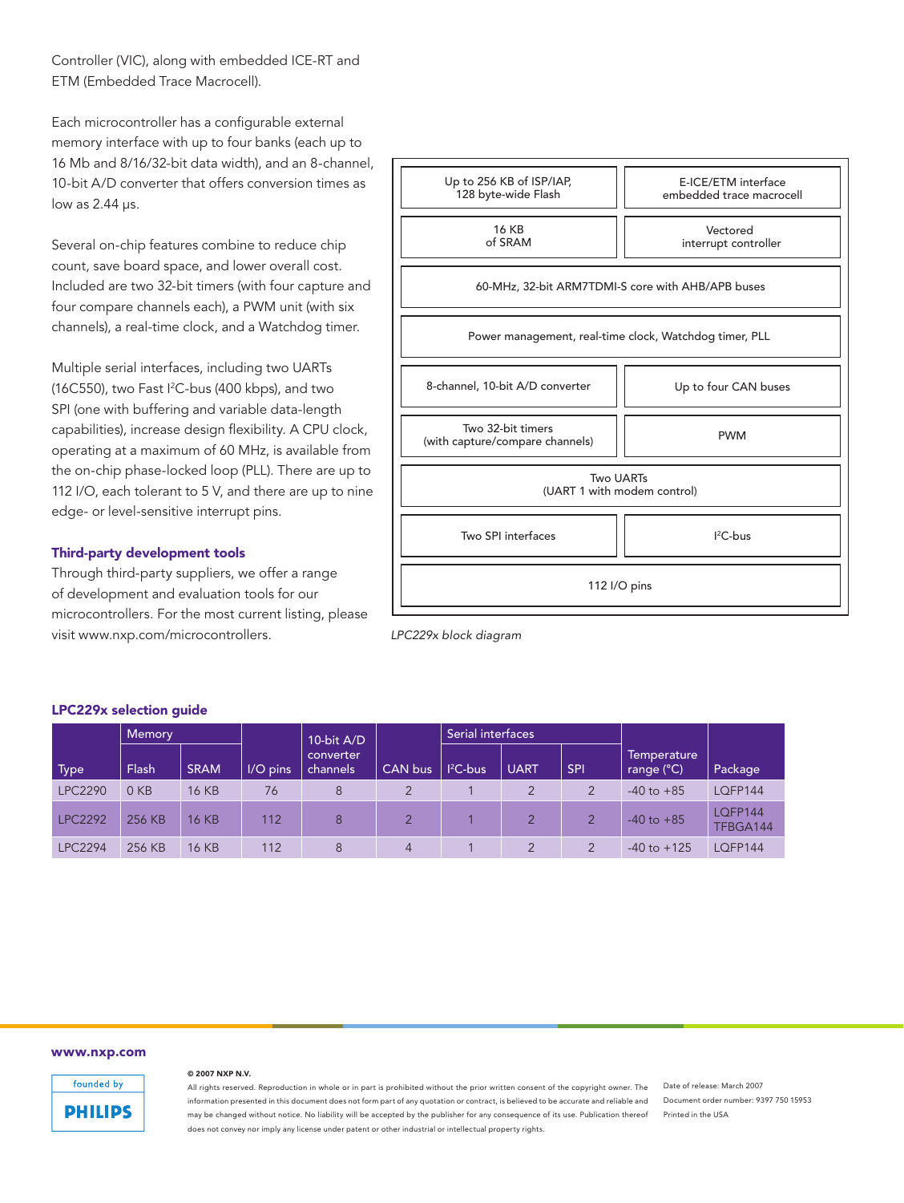Controller (VIC), along with embedded ICE-RT and ETM (Embedded Trace Macrocell).

Each microcontroller has a configurable external memory interface with up to four banks (each up to 16 Mb and 8/16/32-bit data width), and an 8-channel, 10-bit A/D converter that offers conversion times as low as 2.44 μs.

Several on-chip features combine to reduce chip count, save board space, and lower overall cost. Included are two 32-bit timers (with four capture and four compare channels each), a PWM unit (with six channels), a real-time clock, and a Watchdog timer.

Multiple serial interfaces, including two UARTs (16C550), two Fast I²C-bus (400 kbps), and two SPI (one with buffering and variable data-length capabilities), increase design flexibility. A CPU clock, operating at a maximum of 60 MHz, is available from the on-chip phase-locked loop (PLL). There are up to 112 I/O, each tolerant to 5 V, and there are up to nine edge- or level-sensitive interrupt pins.

### Third-party development tools

Through third-party suppliers, we offer a range of development and evaluation tools for our microcontrollers. For the most current listing, please visit www.nxp.com/microcontrollers.

Up to 256 KB of ISP/IAP, 128 byte-wide Flash
E-ICE/ETM interface embedded trace macrocell
16 KB of SRAM
Vectored interrupt controller
60-MHz, 32-bit ARM7TDMI-S core with AHB/APB buses
Power management, real-time clock, Watchdog timer, PLL
8-channel, 10-bit A/D converter
Up to four CAN buses
Two 32-bit timers (with capture/compare channels)
PWM
Two UARTs (UART 1 with modem control)
Two SPI interfaces
I²C-bus
112 I/O pins

*LPC229x block diagram*

### LPC229x selection guide

| Type | Memory | | I/O pins | 10-bit A/D converter channels | CAN bus | Serial interfaces | | | Temperature range (°C) | Package |
|---|---|---|---|---|---|---|---|---|---|---|
| | Flash | SRAM | | | | I²C-bus | UART | SPI | | |
| LPC2290 | 0 KB | 16 KB | 76 | 8 | 2 | 1 | 2 | 2 | -40 to +85 | LQFP144 |
| LPC2292 | 256 KB | 16 KB | 112 | 8 | 2 | 1 | 2 | 2 | -40 to +85 | LQFP144 TFBGA144 |
| LPC2294 | 256 KB | 16 KB | 112 | 8 | 4 | 1 | 2 | 2 | -40 to +125 | LQFP144 |

**www.nxp.com**

founded by PHILIPS

**© 2007 NXP N.V.**

All rights reserved. Reproduction in whole or in part is prohibited without the prior written consent of the copyright owner. The information presented in this document does not form part of any quotation or contract, is believed to be accurate and reliable and may be changed without notice. No liability will be accepted by the publisher for any consequence of its use. Publication thereof does not convey nor imply any license under patent or other industrial or intellectual property rights.

Date of release: March 2007
Document order number: 9397 750 15953
Printed in the USA